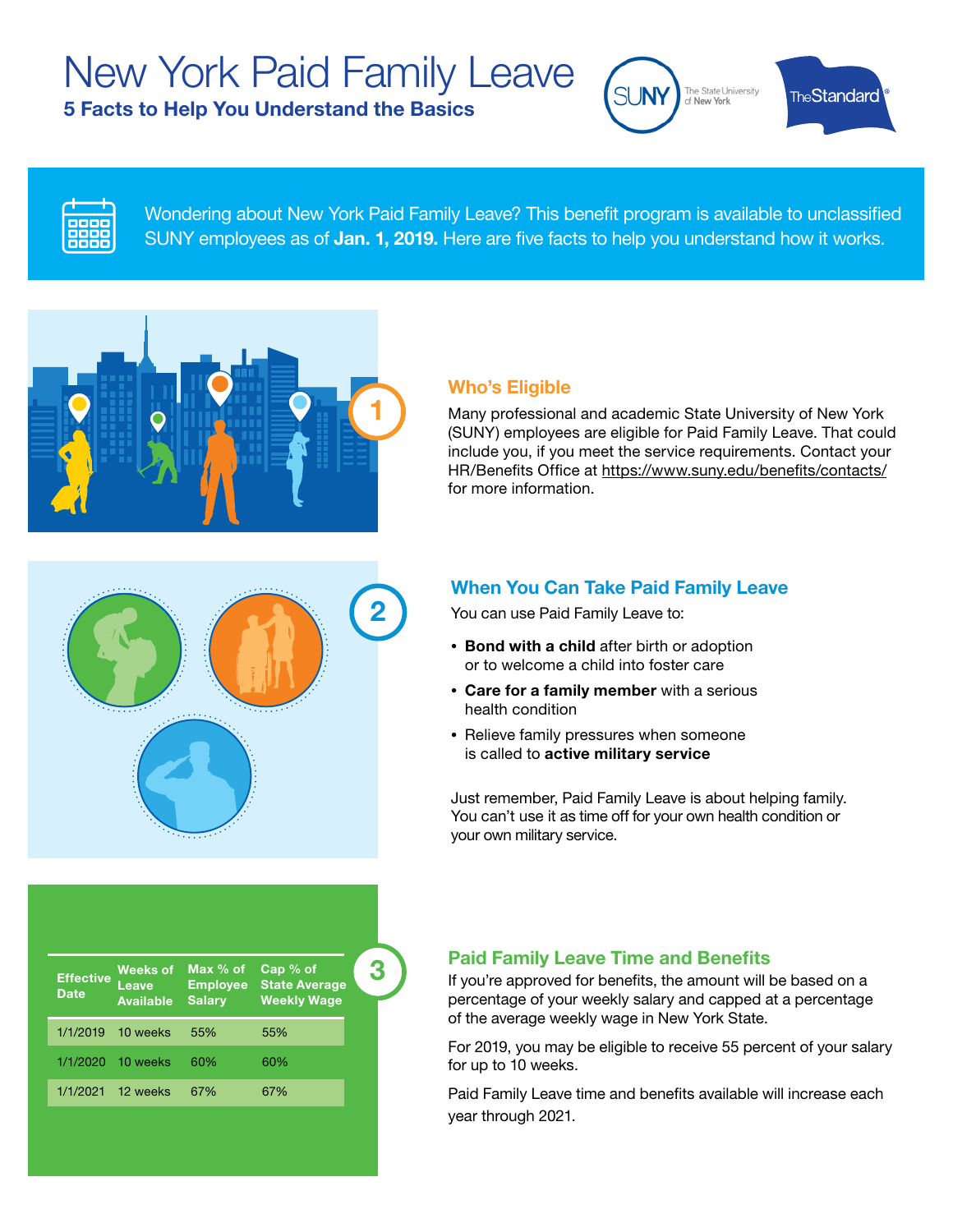# New York Paid Family Leave

**5 Facts to Help You Understand the Basics**

Wondering about New York Paid Family Leave? This benefit program is available to unclassified SUNY employees as of **Jan. 1, 2019.** Here are five facts to help you understand how it works.

## 1 Who's Eligible

Many professional and academic State University of New York (SUNY) employees are eligible for Paid Family Leave. That could include you, if you meet the service requirements. Contact your HR/Benefits Office at https://www.suny.edu/benefits/contacts/ for more information.

## 2 When You Can Take Paid Family Leave

You can use Paid Family Leave to:

- **Bond with a child** after birth or adoption or to welcome a child into foster care
- **Care for a family member** with a serious health condition
- Relieve family pressures when someone is called to **active military service**

Just remember, Paid Family Leave is about helping family. You can't use it as time off for your own health condition or your own military service.

## 3 Paid Family Leave Time and Benefits

| Effective Date | Weeks of Leave Available | Max % of Employee Salary | Cap % of State Average Weekly Wage |
|---|---|---|---|
| 1/1/2019 | 10 weeks | 55% | 55% |
| 1/1/2020 | 10 weeks | 60% | 60% |
| 1/1/2021 | 12 weeks | 67% | 67% |

If you're approved for benefits, the amount will be based on a percentage of your weekly salary and capped at a percentage of the average weekly wage in New York State.

For 2019, you may be eligible to receive 55 percent of your salary for up to 10 weeks.

Paid Family Leave time and benefits available will increase each year through 2021.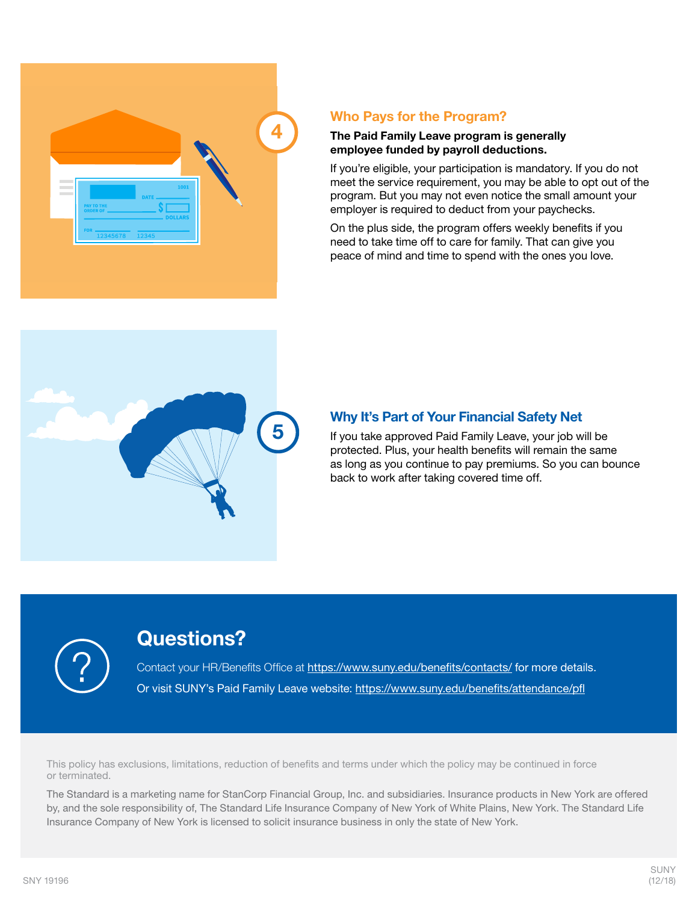## 4 Who Pays for the Program?

**The Paid Family Leave program is generally employee funded by payroll deductions.**

If you're eligible, your participation is mandatory. If you do not meet the service requirement, you may be able to opt out of the program. But you may not even notice the small amount your employer is required to deduct from your paychecks.

On the plus side, the program offers weekly benefits if you need to take time off to care for family. That can give you peace of mind and time to spend with the ones you love.

## 5 Why It's Part of Your Financial Safety Net

If you take approved Paid Family Leave, your job will be protected. Plus, your health benefits will remain the same as long as you continue to pay premiums. So you can bounce back to work after taking covered time off.

## Questions?

Contact your HR/Benefits Office at https://www.suny.edu/benefits/contacts/ for more details.

Or visit SUNY's Paid Family Leave website: https://www.suny.edu/benefits/attendance/pfl

This policy has exclusions, limitations, reduction of benefits and terms under which the policy may be continued in force or terminated.

The Standard is a marketing name for StanCorp Financial Group, Inc. and subsidiaries. Insurance products in New York are offered by, and the sole responsibility of, The Standard Life Insurance Company of New York of White Plains, New York. The Standard Life Insurance Company of New York is licensed to solicit insurance business in only the state of New York.

SNY 19196

SUNY (12/18)